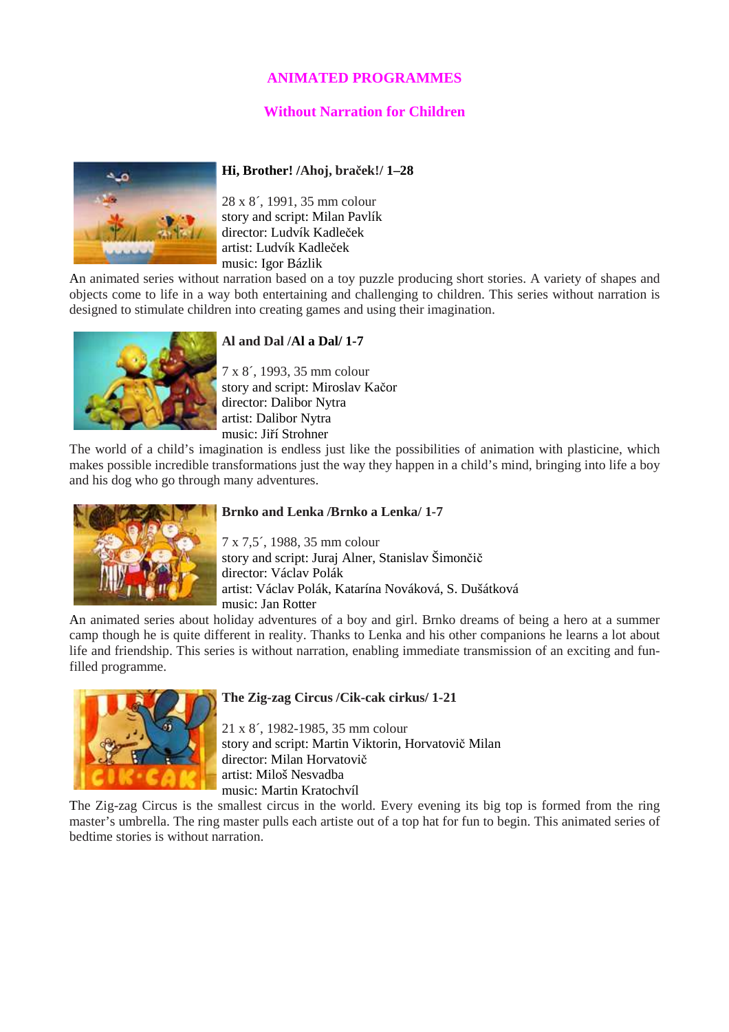# ANIMATED PROGRAMMES

## Without Narration for Children

### Hi, Brother! /Ahoj, braček!/ 1–28

28 x 8´, 1991, 35 mm colour
story and script: Milan Pavlík
director: Ludvík Kadleček
artist: Ludvík Kadleček
music: Igor Bázlik

An animated series without narration based on a toy puzzle producing short stories. A variety of shapes and objects come to life in a way both entertaining and challenging to children. This series without narration is designed to stimulate children into creating games and using their imagination.

### Al and Dal /Al a Dal/ 1-7

7 x 8´, 1993, 35 mm colour
story and script: Miroslav Kačor
director: Dalibor Nytra
artist: Dalibor Nytra
music: Jiří Strohner

The world of a child's imagination is endless just like the possibilities of animation with plasticine, which makes possible incredible transformations just the way they happen in a child's mind, bringing into life a boy and his dog who go through many adventures.

### Brnko and Lenka /Brnko a Lenka/ 1-7

7 x 7,5´, 1988, 35 mm colour
story and script: Juraj Alner, Stanislav Šimončič
director: Václav Polák
artist: Václav Polák, Katarína Nováková, S. Dušátková
music: Jan Rotter

An animated series about holiday adventures of a boy and girl. Brnko dreams of being a hero at a summer camp though he is quite different in reality. Thanks to Lenka and his other companions he learns a lot about life and friendship. This series is without narration, enabling immediate transmission of an exciting and fun-filled programme.

### The Zig-zag Circus /Cik-cak cirkus/ 1-21

21 x 8´, 1982-1985, 35 mm colour
story and script: Martin Viktorin, Horvatovič Milan
director: Milan Horvatovič
artist: Miloš Nesvadba
music: Martin Kratochvíl

The Zig-zag Circus is the smallest circus in the world. Every evening its big top is formed from the ring master's umbrella. The ring master pulls each artiste out of a top hat for fun to begin. This animated series of bedtime stories is without narration.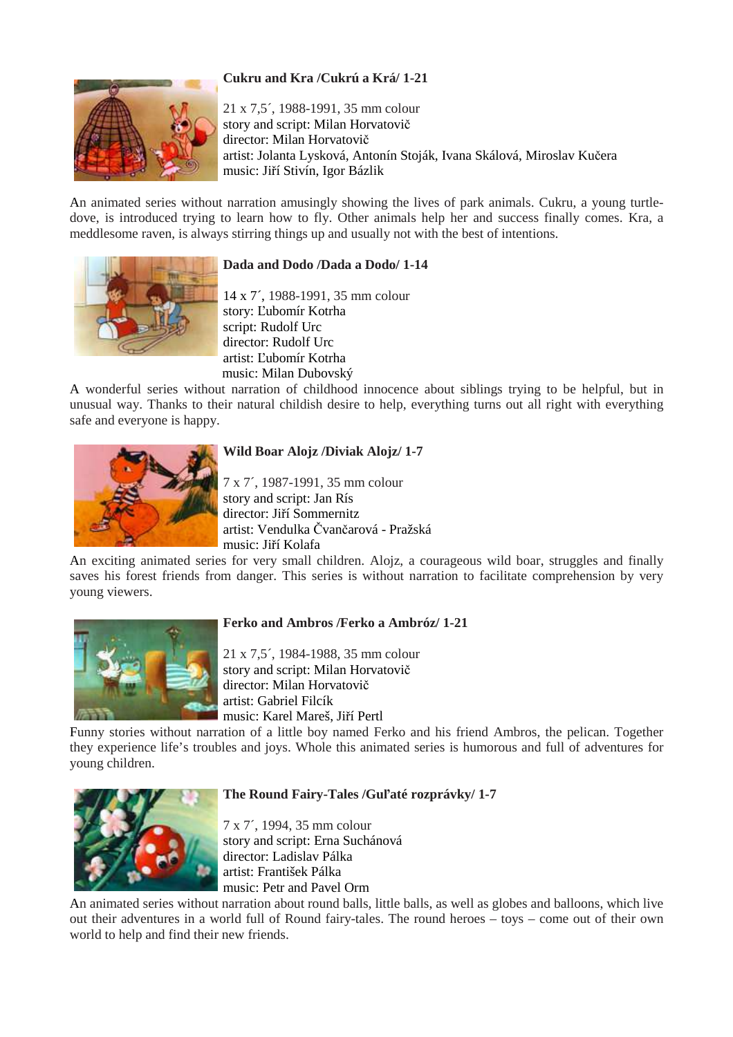### Cukru and Kra /Cukrú a Krá/ 1-21

21 x 7,5´, 1988-1991, 35 mm colour
story and script: Milan Horvatovič
director: Milan Horvatovič
artist: Jolanta Lysková, Antonín Stoják, Ivana Skálová, Miroslav Kučera
music: Jiří Stivín, Igor Bázlik

An animated series without narration amusingly showing the lives of park animals. Cukru, a young turtle-dove, is introduced trying to learn how to fly. Other animals help her and success finally comes. Kra, a meddlesome raven, is always stirring things up and usually not with the best of intentions.

### Dada and Dodo /Dada a Dodo/ 1-14

14 x 7´, 1988-1991, 35 mm colour
story: Ľubomír Kotrha
script: Rudolf Urc
director: Rudolf Urc
artist: Ľubomír Kotrha
music: Milan Dubovský

A wonderful series without narration of childhood innocence about siblings trying to be helpful, but in unusual way. Thanks to their natural childish desire to help, everything turns out all right with everything safe and everyone is happy.

### Wild Boar Alojz /Diviak Alojz/ 1-7

7 x 7´, 1987-1991, 35 mm colour
story and script: Jan Rís
director: Jiří Sommernitz
artist: Vendulka Čvančarová - Pražská
music: Jiří Kolafa

An exciting animated series for very small children. Alojz, a courageous wild boar, struggles and finally saves his forest friends from danger. This series is without narration to facilitate comprehension by very young viewers.

### Ferko and Ambros /Ferko a Ambróz/ 1-21

21 x 7,5´, 1984-1988, 35 mm colour
story and script: Milan Horvatovič
director: Milan Horvatovič
artist: Gabriel Filcík
music: Karel Mareš, Jiří Pertl

Funny stories without narration of a little boy named Ferko and his friend Ambros, the pelican. Together they experience life's troubles and joys. Whole this animated series is humorous and full of adventures for young children.

### The Round Fairy-Tales /Guľaté rozprávky/ 1-7

7 x 7´, 1994, 35 mm colour
story and script: Erna Suchánová
director: Ladislav Pálka
artist: František Pálka
music: Petr and Pavel Orm

An animated series without narration about round balls, little balls, as well as globes and balloons, which live out their adventures in a world full of Round fairy-tales. The round heroes – toys – come out of their own world to help and find their new friends.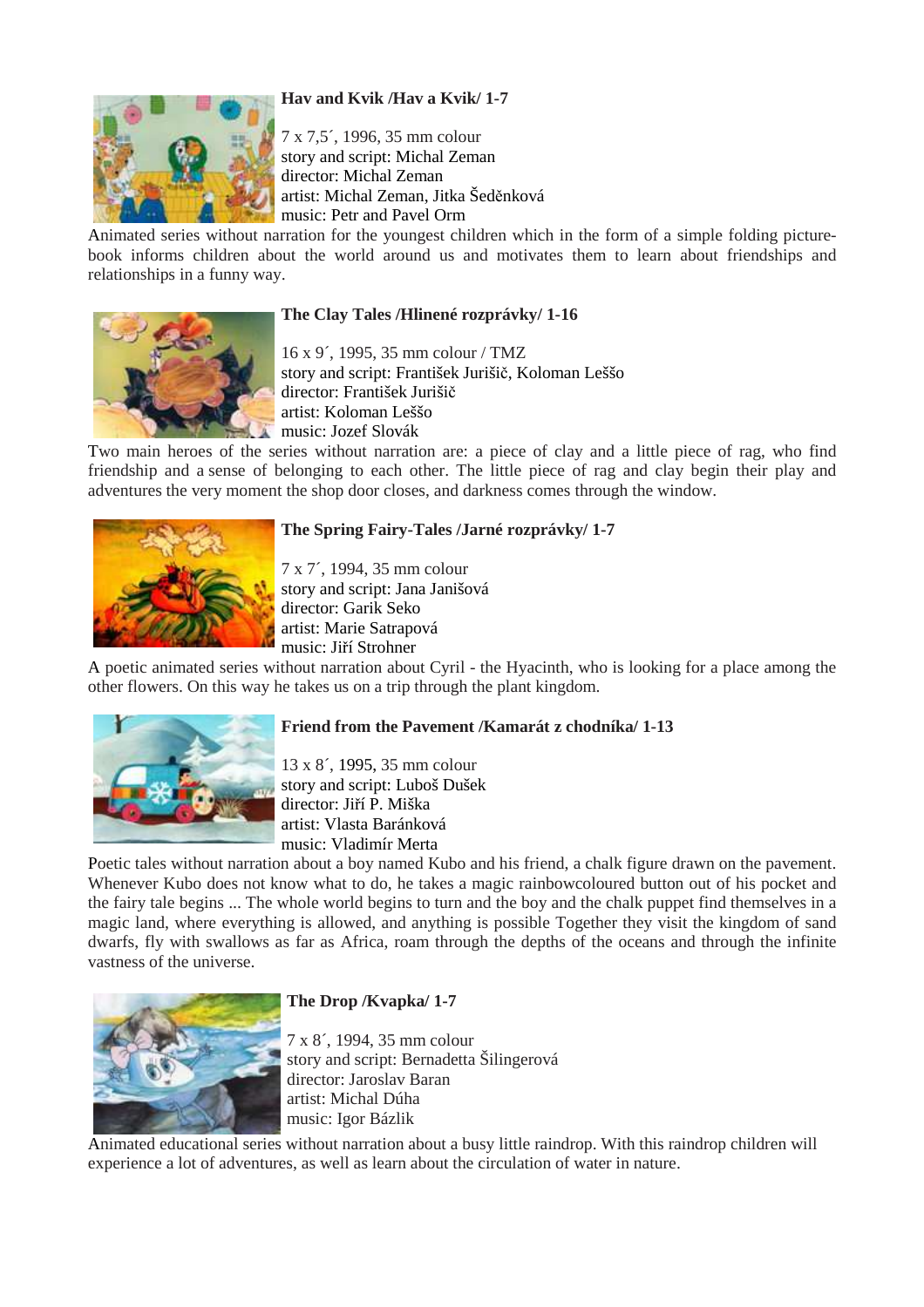### Hav and Kvik /Hav a Kvik/ 1-7

7 x 7,5´, 1996, 35 mm colour
story and script: Michal Zeman
director: Michal Zeman
artist: Michal Zeman, Jitka Šeděnková
music: Petr and Pavel Orm

Animated series without narration for the youngest children which in the form of a simple folding picture-book informs children about the world around us and motivates them to learn about friendships and relationships in a funny way.

### The Clay Tales /Hlinené rozprávky/ 1-16

16 x 9´, 1995, 35 mm colour / TMZ
story and script: František Jurišič, Koloman Leššo
director: František Jurišič
artist: Koloman Leššo
music: Jozef Slovák

Two main heroes of the series without narration are: a piece of clay and a little piece of rag, who find friendship and a sense of belonging to each other. The little piece of rag and clay begin their play and adventures the very moment the shop door closes, and darkness comes through the window.

### The Spring Fairy-Tales /Jarné rozprávky/ 1-7

7 x 7´, 1994, 35 mm colour
story and script: Jana Janišová
director: Garik Seko
artist: Marie Satrapová
music: Jiří Strohner

A poetic animated series without narration about Cyril - the Hyacinth, who is looking for a place among the other flowers. On this way he takes us on a trip through the plant kingdom.

### Friend from the Pavement /Kamarát z chodníka/ 1-13

13 x 8´, 1995, 35 mm colour
story and script: Luboš Dušek
director: Jiří P. Miška
artist: Vlasta Baránková
music: Vladimír Merta

Poetic tales without narration about a boy named Kubo and his friend, a chalk figure drawn on the pavement. Whenever Kubo does not know what to do, he takes a magic rainbowcoloured button out of his pocket and the fairy tale begins ... The whole world begins to turn and the boy and the chalk puppet find themselves in a magic land, where everything is allowed, and anything is possible Together they visit the kingdom of sand dwarfs, fly with swallows as far as Africa, roam through the depths of the oceans and through the infinite vastness of the universe.

### The Drop /Kvapka/ 1-7

7 x 8´, 1994, 35 mm colour
story and script: Bernadetta Šilingerová
director: Jaroslav Baran
artist: Michal Dúha
music: Igor Bázlik

Animated educational series without narration about a busy little raindrop. With this raindrop children will experience a lot of adventures, as well as learn about the circulation of water in nature.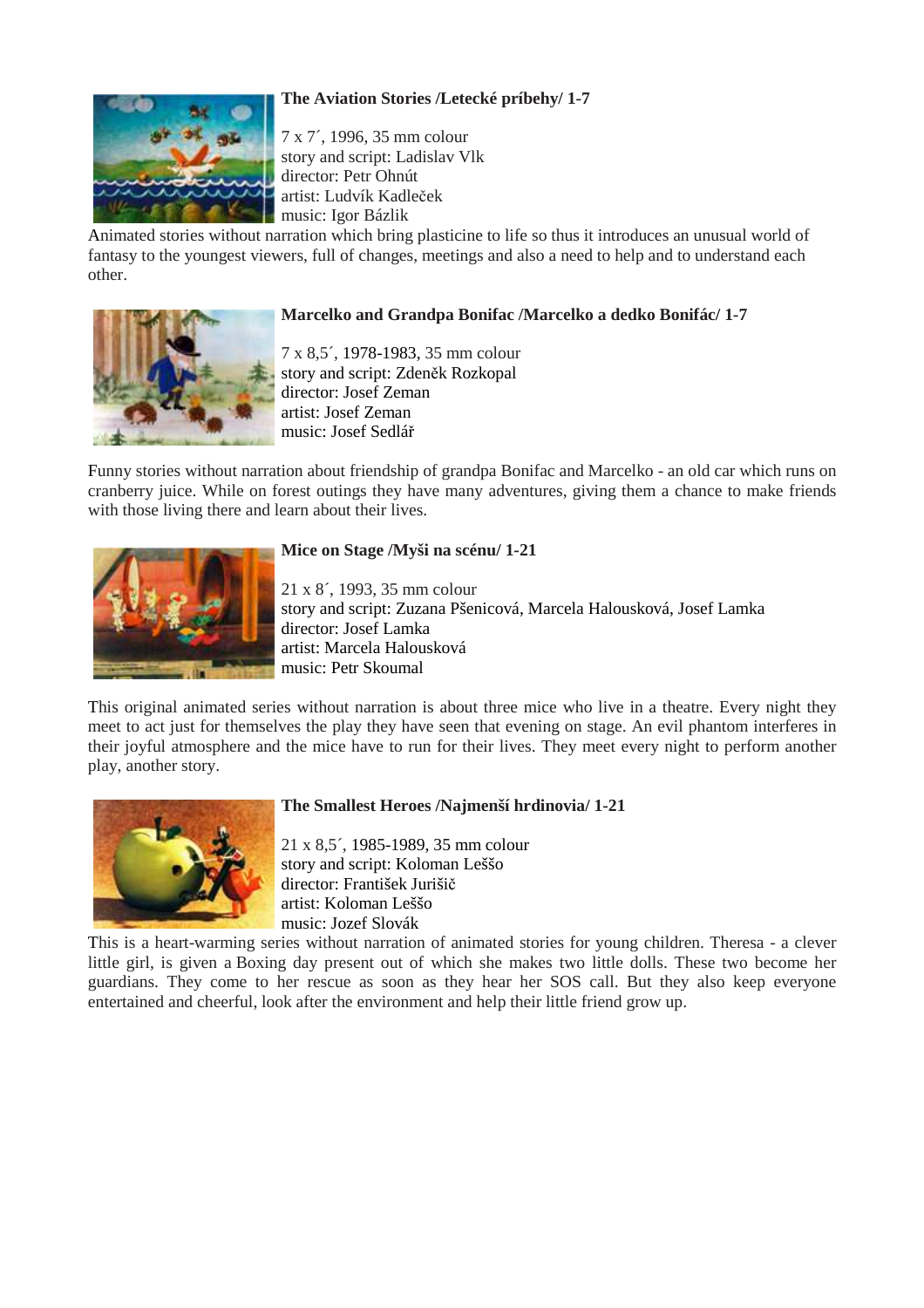### The Aviation Stories /Letecké príbehy/ 1-7

7 x 7´, 1996, 35 mm colour
story and script: Ladislav Vlk
director: Petr Ohnút
artist: Ludvík Kadleček
music: Igor Bázlik

Animated stories without narration which bring plasticine to life so thus it introduces an unusual world of fantasy to the youngest viewers, full of changes, meetings and also a need to help and to understand each other.

### Marcelko and Grandpa Bonifac /Marcelko a dedko Bonifác/ 1-7

7 x 8,5´, 1978-1983, 35 mm colour
story and script: Zdeněk Rozkopal
director: Josef Zeman
artist: Josef Zeman
music: Josef Sedlář

Funny stories without narration about friendship of grandpa Bonifac and Marcelko - an old car which runs on cranberry juice. While on forest outings they have many adventures, giving them a chance to make friends with those living there and learn about their lives.

### Mice on Stage /Myši na scénu/ 1-21

21 x 8´, 1993, 35 mm colour
story and script: Zuzana Pšenicová, Marcela Halousková, Josef Lamka
director: Josef Lamka
artist: Marcela Halousková
music: Petr Skoumal

This original animated series without narration is about three mice who live in a theatre. Every night they meet to act just for themselves the play they have seen that evening on stage. An evil phantom interferes in their joyful atmosphere and the mice have to run for their lives. They meet every night to perform another play, another story.

### The Smallest Heroes /Najmenší hrdinovia/ 1-21

21 x 8,5´, 1985-1989, 35 mm colour
story and script: Koloman Leššo
director: František Jurišič
artist: Koloman Leššo
music: Jozef Slovák

This is a heart-warming series without narration of animated stories for young children. Theresa - a clever little girl, is given a Boxing day present out of which she makes two little dolls. These two become her guardians. They come to her rescue as soon as they hear her SOS call. But they also keep everyone entertained and cheerful, look after the environment and help their little friend grow up.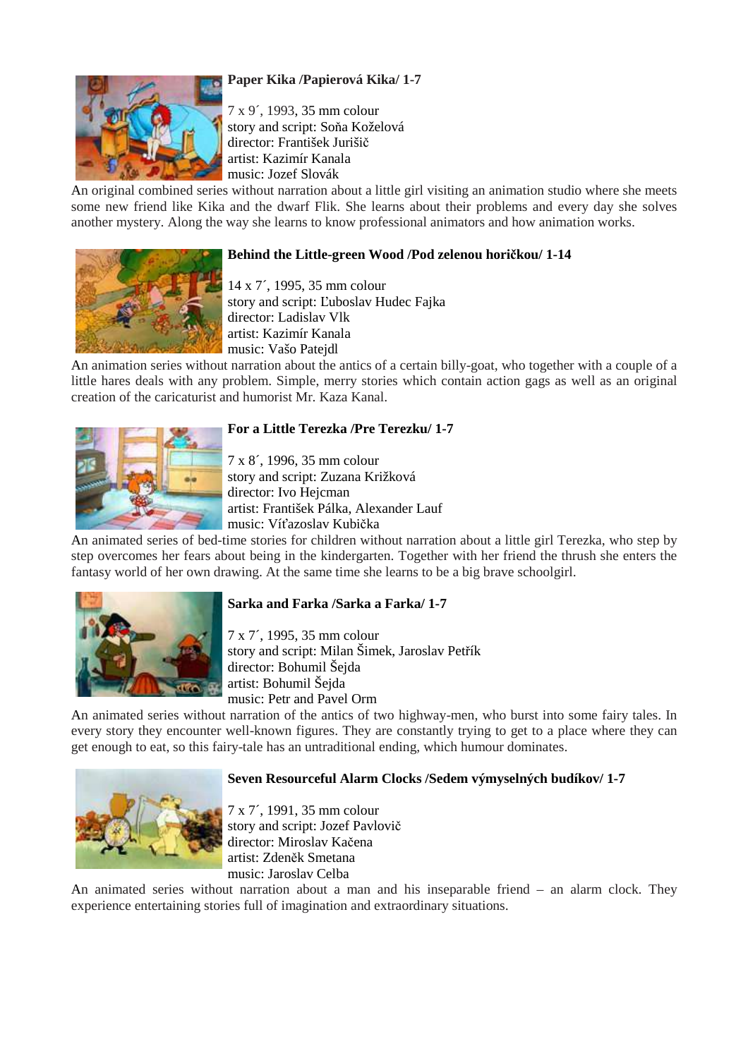**Paper Kika /Papierová Kika/ 1-7**

7 x 9´, 1993, 35 mm colour
story and script: Soňa Koželová
director: František Jurišič
artist: Kazimír Kanala
music: Jozef Slovák

An original combined series without narration about a little girl visiting an animation studio where she meets some new friend like Kika and the dwarf Flik. She learns about their problems and every day she solves another mystery. Along the way she learns to know professional animators and how animation works.

**Behind the Little-green Wood /Pod zelenou horičkou/ 1-14**

14 x 7´, 1995, 35 mm colour
story and script: Ľuboslav Hudec Fajka
director: Ladislav Vlk
artist: Kazimír Kanala
music: Vašo Patejdl

An animation series without narration about the antics of a certain billy-goat, who together with a couple of a little hares deals with any problem. Simple, merry stories which contain action gags as well as an original creation of the caricaturist and humorist Mr. Kaza Kanal.

**For a Little Terezka /Pre Terezku/ 1-7**

7 x 8´, 1996, 35 mm colour
story and script: Zuzana Križková
director: Ivo Hejcman
artist: František Pálka, Alexander Lauf
music: Víťazoslav Kubička

An animated series of bed-time stories for children without narration about a little girl Terezka, who step by step overcomes her fears about being in the kindergarten. Together with her friend the thrush she enters the fantasy world of her own drawing. At the same time she learns to be a big brave schoolgirl.

**Sarka and Farka /Sarka a Farka/ 1-7**

7 x 7´, 1995, 35 mm colour
story and script: Milan Šimek, Jaroslav Petřík
director: Bohumil Šejda
artist: Bohumil Šejda
music: Petr and Pavel Orm

An animated series without narration of the antics of two highway-men, who burst into some fairy tales. In every story they encounter well-known figures. They are constantly trying to get to a place where they can get enough to eat, so this fairy-tale has an untraditional ending, which humour dominates.

**Seven Resourceful Alarm Clocks /Sedem výmyselných budíkov/ 1-7**

7 x 7´, 1991, 35 mm colour
story and script: Jozef Pavlovič
director: Miroslav Kačena
artist: Zdeněk Smetana
music: Jaroslav Celba

An animated series without narration about a man and his inseparable friend – an alarm clock. They experience entertaining stories full of imagination and extraordinary situations.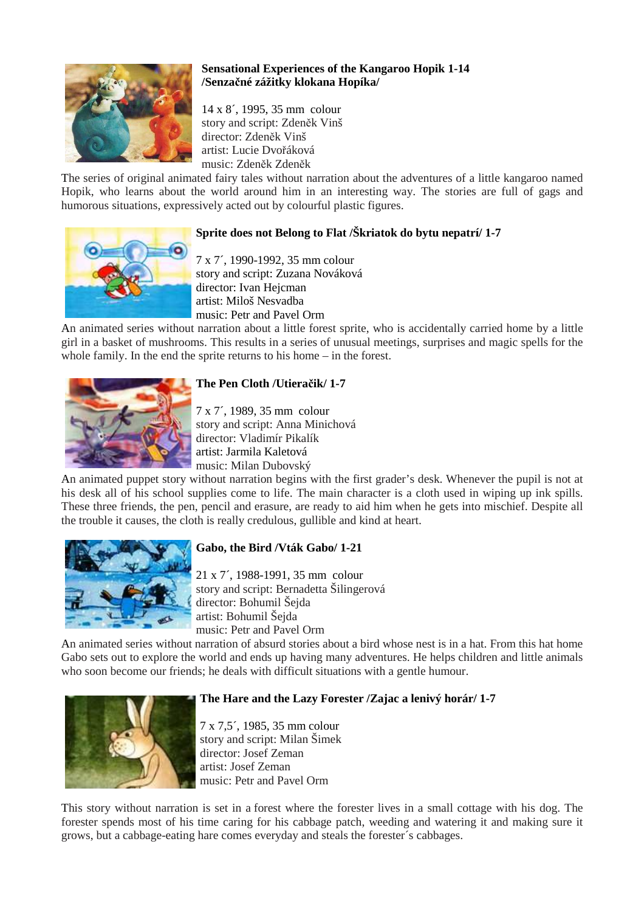**Sensational Experiences of the Kangaroo Hopik 1-14 /Senzačné zážitky klokana Hopíka/**

14 x 8´, 1995, 35 mm colour
story and script: Zdeněk Vinš
director: Zdeněk Vinš
artist: Lucie Dvořáková
music: Zdeněk Zdeněk

The series of original animated fairy tales without narration about the adventures of a little kangaroo named Hopik, who learns about the world around him in an interesting way. The stories are full of gags and humorous situations, expressively acted out by colourful plastic figures.

**Sprite does not Belong to Flat /Škriatok do bytu nepatrí/ 1-7**

7 x 7´, 1990-1992, 35 mm colour
story and script: Zuzana Nováková
director: Ivan Hejcman
artist: Miloš Nesvadba
music: Petr and Pavel Orm

An animated series without narration about a little forest sprite, who is accidentally carried home by a little girl in a basket of mushrooms. This results in a series of unusual meetings, surprises and magic spells for the whole family. In the end the sprite returns to his home – in the forest.

**The Pen Cloth /Utieračik/ 1-7**

7 x 7´, 1989, 35 mm colour
story and script: Anna Minichová
director: Vladimír Pikalík
artist: Jarmila Kaletová
music: Milan Dubovský

An animated puppet story without narration begins with the first grader's desk. Whenever the pupil is not at his desk all of his school supplies come to life. The main character is a cloth used in wiping up ink spills. These three friends, the pen, pencil and erasure, are ready to aid him when he gets into mischief. Despite all the trouble it causes, the cloth is really credulous, gullible and kind at heart.

**Gabo, the Bird /Vták Gabo/ 1-21**

21 x 7´, 1988-1991, 35 mm colour
story and script: Bernadetta Šilingerová
director: Bohumil Šejda
artist: Bohumil Šejda
music: Petr and Pavel Orm

An animated series without narration of absurd stories about a bird whose nest is in a hat. From this hat home Gabo sets out to explore the world and ends up having many adventures. He helps children and little animals who soon become our friends; he deals with difficult situations with a gentle humour.

**The Hare and the Lazy Forester /Zajac a lenivý horár/ 1-7**

7 x 7,5´, 1985, 35 mm colour
story and script: Milan Šimek
director: Josef Zeman
artist: Josef Zeman
music: Petr and Pavel Orm

This story without narration is set in a forest where the forester lives in a small cottage with his dog. The forester spends most of his time caring for his cabbage patch, weeding and watering it and making sure it grows, but a cabbage-eating hare comes everyday and steals the forester´s cabbages.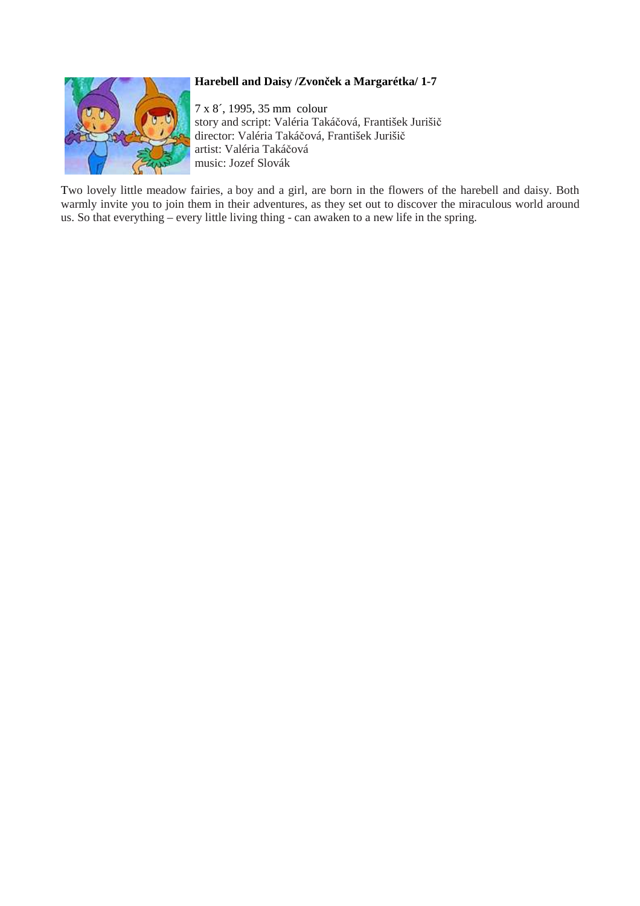**Harebell and Daisy /Zvonček a Margarétka/ 1-7**

7 x 8´, 1995, 35 mm colour
story and script: Valéria Takáčová, František Jurišič
director: Valéria Takáčová, František Jurišič
artist: Valéria Takáčová
music: Jozef Slovák

Two lovely little meadow fairies, a boy and a girl, are born in the flowers of the harebell and daisy. Both warmly invite you to join them in their adventures, as they set out to discover the miraculous world around us. So that everything – every little living thing - can awaken to a new life in the spring.